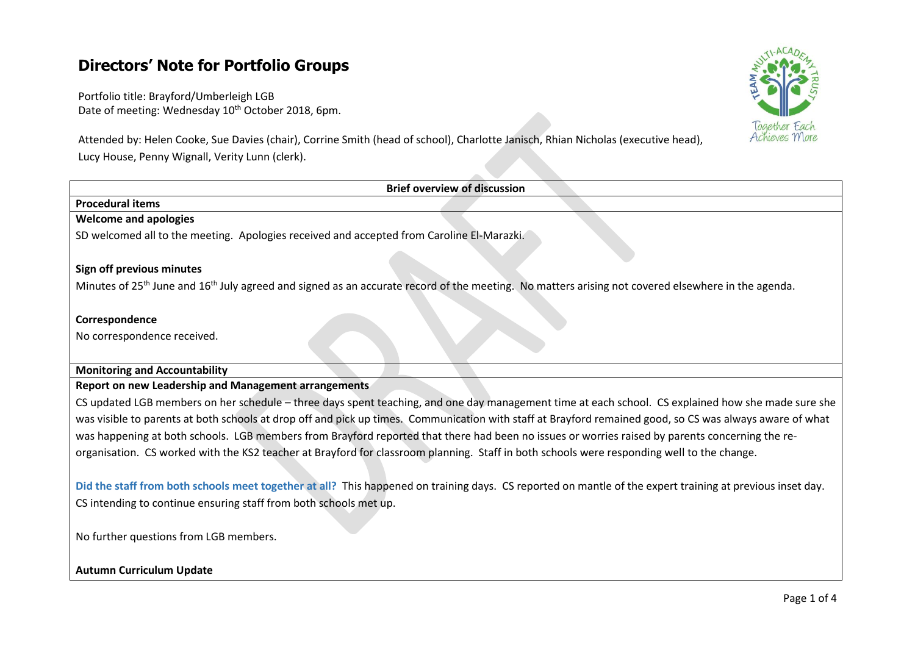# Directors' Note for Portfolio Groups

Portfolio title: Brayford/Umberleigh LGB
Date of meeting: Wednesday 10th October 2018, 6pm.

Attended by: Helen Cooke, Sue Davies (chair), Corrine Smith (head of school), Charlotte Janisch, Rhian Nicholas (executive head), Lucy House, Penny Wignall, Verity Lunn (clerk).

**Brief overview of discussion**

**Procedural items**

**Welcome and apologies**

SD welcomed all to the meeting. Apologies received and accepted from Caroline El-Marazki.

**Sign off previous minutes**

Minutes of 25th June and 16th July agreed and signed as an accurate record of the meeting. No matters arising not covered elsewhere in the agenda.

**Correspondence**

No correspondence received.

**Monitoring and Accountability**

**Report on new Leadership and Management arrangements**

CS updated LGB members on her schedule – three days spent teaching, and one day management time at each school. CS explained how she made sure she was visible to parents at both schools at drop off and pick up times. Communication with staff at Brayford remained good, so CS was always aware of what was happening at both schools. LGB members from Brayford reported that there had been no issues or worries raised by parents concerning the re-organisation. CS worked with the KS2 teacher at Brayford for classroom planning. Staff in both schools were responding well to the change.

**Did the staff from both schools meet together at all?** This happened on training days. CS reported on mantle of the expert training at previous inset day. CS intending to continue ensuring staff from both schools met up.

No further questions from LGB members.

**Autumn Curriculum Update**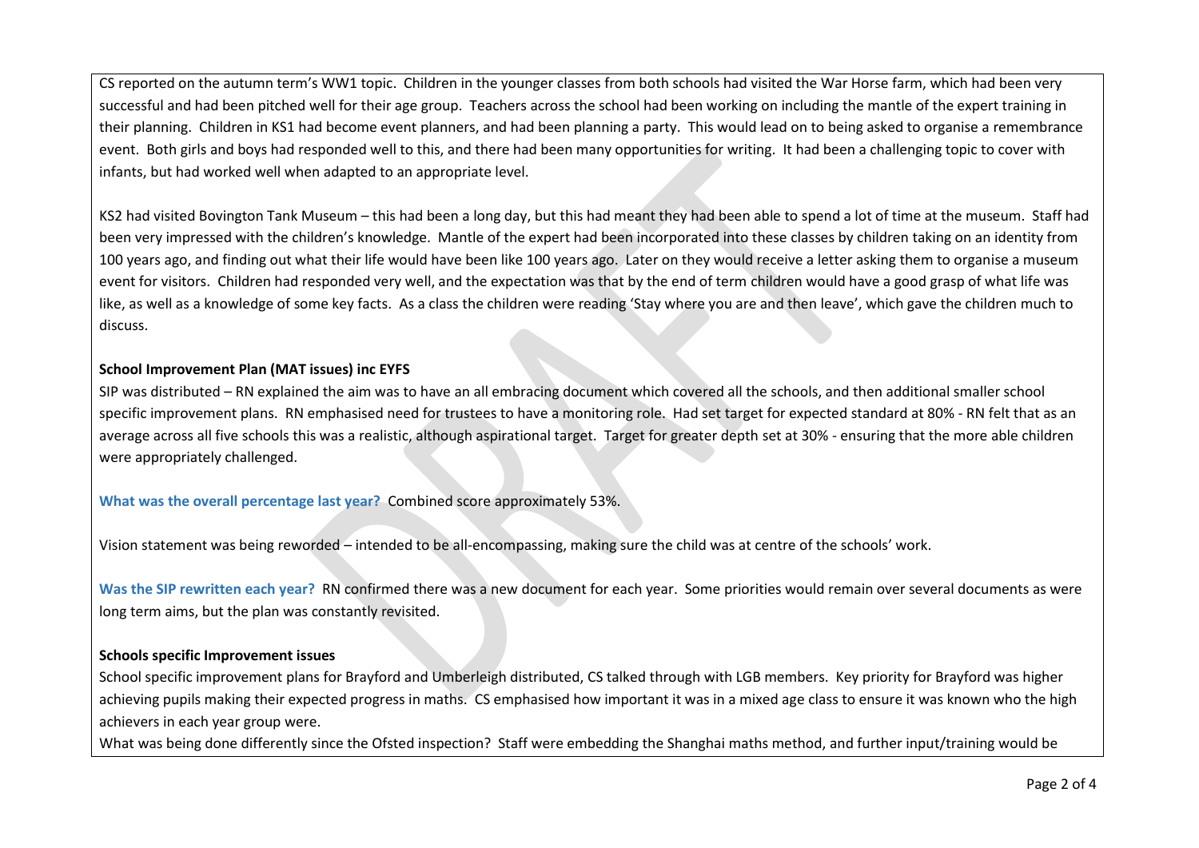CS reported on the autumn term's WW1 topic. Children in the younger classes from both schools had visited the War Horse farm, which had been very successful and had been pitched well for their age group. Teachers across the school had been working on including the mantle of the expert training in their planning. Children in KS1 had become event planners, and had been planning a party. This would lead on to being asked to organise a remembrance event. Both girls and boys had responded well to this, and there had been many opportunities for writing. It had been a challenging topic to cover with infants, but had worked well when adapted to an appropriate level.

KS2 had visited Bovington Tank Museum – this had been a long day, but this had meant they had been able to spend a lot of time at the museum. Staff had been very impressed with the children's knowledge. Mantle of the expert had been incorporated into these classes by children taking on an identity from 100 years ago, and finding out what their life would have been like 100 years ago. Later on they would receive a letter asking them to organise a museum event for visitors. Children had responded very well, and the expectation was that by the end of term children would have a good grasp of what life was like, as well as a knowledge of some key facts. As a class the children were reading 'Stay where you are and then leave', which gave the children much to discuss.

**School Improvement Plan (MAT issues) inc EYFS**

SIP was distributed – RN explained the aim was to have an all embracing document which covered all the schools, and then additional smaller school specific improvement plans. RN emphasised need for trustees to have a monitoring role. Had set target for expected standard at 80% - RN felt that as an average across all five schools this was a realistic, although aspirational target. Target for greater depth set at 30% - ensuring that the more able children were appropriately challenged.

**What was the overall percentage last year?** Combined score approximately 53%.

Vision statement was being reworded – intended to be all-encompassing, making sure the child was at centre of the schools' work.

**Was the SIP rewritten each year?** RN confirmed there was a new document for each year. Some priorities would remain over several documents as were long term aims, but the plan was constantly revisited.

**Schools specific Improvement issues**

School specific improvement plans for Brayford and Umberleigh distributed, CS talked through with LGB members. Key priority for Brayford was higher achieving pupils making their expected progress in maths. CS emphasised how important it was in a mixed age class to ensure it was known who the high achievers in each year group were.

What was being done differently since the Ofsted inspection? Staff were embedding the Shanghai maths method, and further input/training would be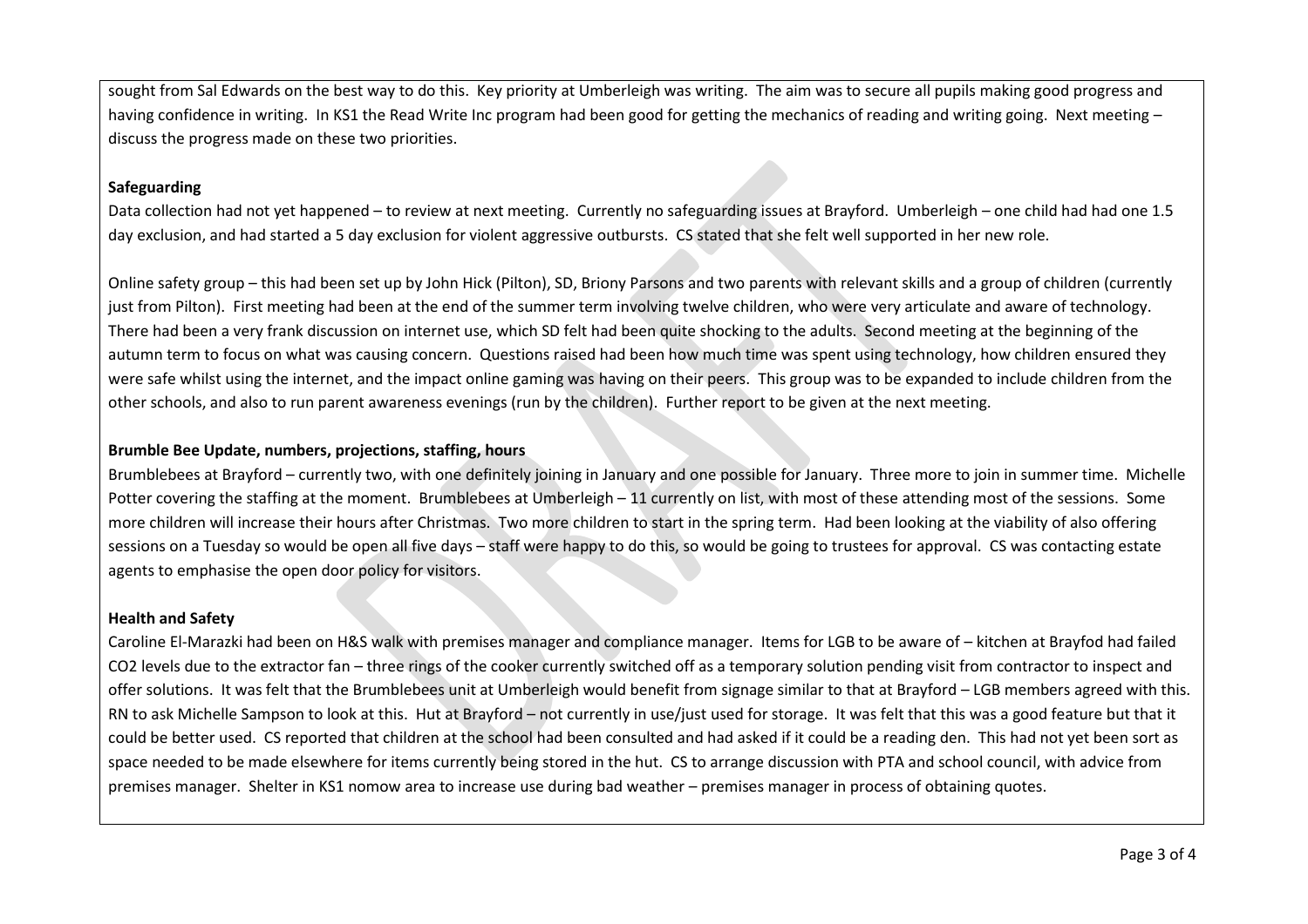sought from Sal Edwards on the best way to do this. Key priority at Umberleigh was writing. The aim was to secure all pupils making good progress and having confidence in writing. In KS1 the Read Write Inc program had been good for getting the mechanics of reading and writing going. Next meeting – discuss the progress made on these two priorities.

**Safeguarding**

Data collection had not yet happened – to review at next meeting. Currently no safeguarding issues at Brayford. Umberleigh – one child had had one 1.5 day exclusion, and had started a 5 day exclusion for violent aggressive outbursts. CS stated that she felt well supported in her new role.

Online safety group – this had been set up by John Hick (Pilton), SD, Briony Parsons and two parents with relevant skills and a group of children (currently just from Pilton). First meeting had been at the end of the summer term involving twelve children, who were very articulate and aware of technology. There had been a very frank discussion on internet use, which SD felt had been quite shocking to the adults. Second meeting at the beginning of the autumn term to focus on what was causing concern. Questions raised had been how much time was spent using technology, how children ensured they were safe whilst using the internet, and the impact online gaming was having on their peers. This group was to be expanded to include children from the other schools, and also to run parent awareness evenings (run by the children). Further report to be given at the next meeting.

**Brumble Bee Update, numbers, projections, staffing, hours**

Brumblebees at Brayford – currently two, with one definitely joining in January and one possible for January. Three more to join in summer time. Michelle Potter covering the staffing at the moment. Brumblebees at Umberleigh – 11 currently on list, with most of these attending most of the sessions. Some more children will increase their hours after Christmas. Two more children to start in the spring term. Had been looking at the viability of also offering sessions on a Tuesday so would be open all five days – staff were happy to do this, so would be going to trustees for approval. CS was contacting estate agents to emphasise the open door policy for visitors.

**Health and Safety**

Caroline El-Marazki had been on H&S walk with premises manager and compliance manager. Items for LGB to be aware of – kitchen at Brayfod had failed CO2 levels due to the extractor fan – three rings of the cooker currently switched off as a temporary solution pending visit from contractor to inspect and offer solutions. It was felt that the Brumblebees unit at Umberleigh would benefit from signage similar to that at Brayford – LGB members agreed with this. RN to ask Michelle Sampson to look at this. Hut at Brayford – not currently in use/just used for storage. It was felt that this was a good feature but that it could be better used. CS reported that children at the school had been consulted and had asked if it could be a reading den. This had not yet been sort as space needed to be made elsewhere for items currently being stored in the hut. CS to arrange discussion with PTA and school council, with advice from premises manager. Shelter in KS1 nomow area to increase use during bad weather – premises manager in process of obtaining quotes.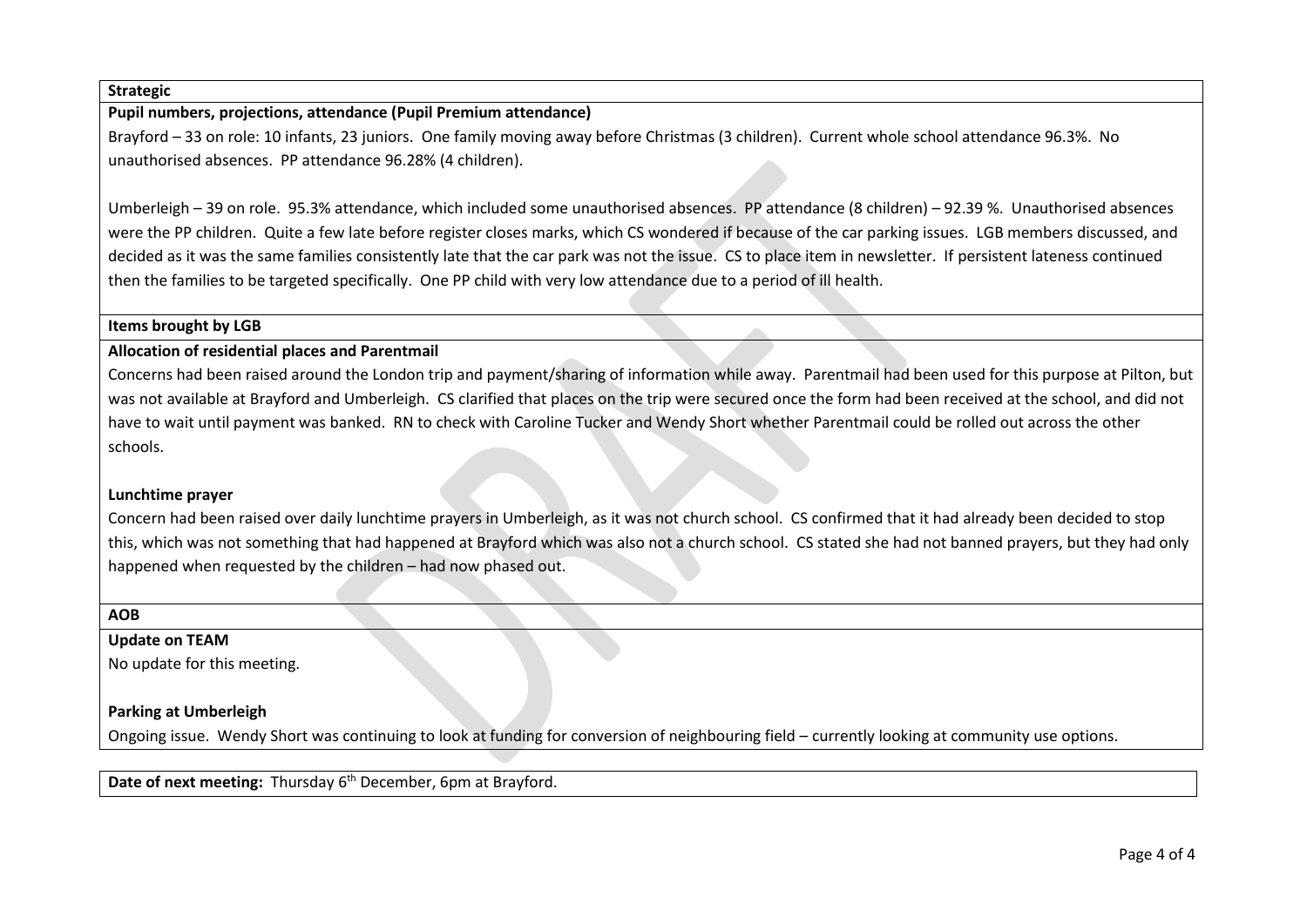**Strategic**

**Pupil numbers, projections, attendance (Pupil Premium attendance)**

Brayford – 33 on role: 10 infants, 23 juniors. One family moving away before Christmas (3 children). Current whole school attendance 96.3%. No unauthorised absences. PP attendance 96.28% (4 children).

Umberleigh – 39 on role. 95.3% attendance, which included some unauthorised absences. PP attendance (8 children) – 92.39 %. Unauthorised absences were the PP children. Quite a few late before register closes marks, which CS wondered if because of the car parking issues. LGB members discussed, and decided as it was the same families consistently late that the car park was not the issue. CS to place item in newsletter. If persistent lateness continued then the families to be targeted specifically. One PP child with very low attendance due to a period of ill health.

**Items brought by LGB**

**Allocation of residential places and Parentmail**

Concerns had been raised around the London trip and payment/sharing of information while away. Parentmail had been used for this purpose at Pilton, but was not available at Brayford and Umberleigh. CS clarified that places on the trip were secured once the form had been received at the school, and did not have to wait until payment was banked. RN to check with Caroline Tucker and Wendy Short whether Parentmail could be rolled out across the other schools.

**Lunchtime prayer**

Concern had been raised over daily lunchtime prayers in Umberleigh, as it was not church school. CS confirmed that it had already been decided to stop this, which was not something that had happened at Brayford which was also not a church school. CS stated she had not banned prayers, but they had only happened when requested by the children – had now phased out.

**AOB**

**Update on TEAM**

No update for this meeting.

**Parking at Umberleigh**

Ongoing issue. Wendy Short was continuing to look at funding for conversion of neighbouring field – currently looking at community use options.

**Date of next meeting:** Thursday 6th December, 6pm at Brayford.